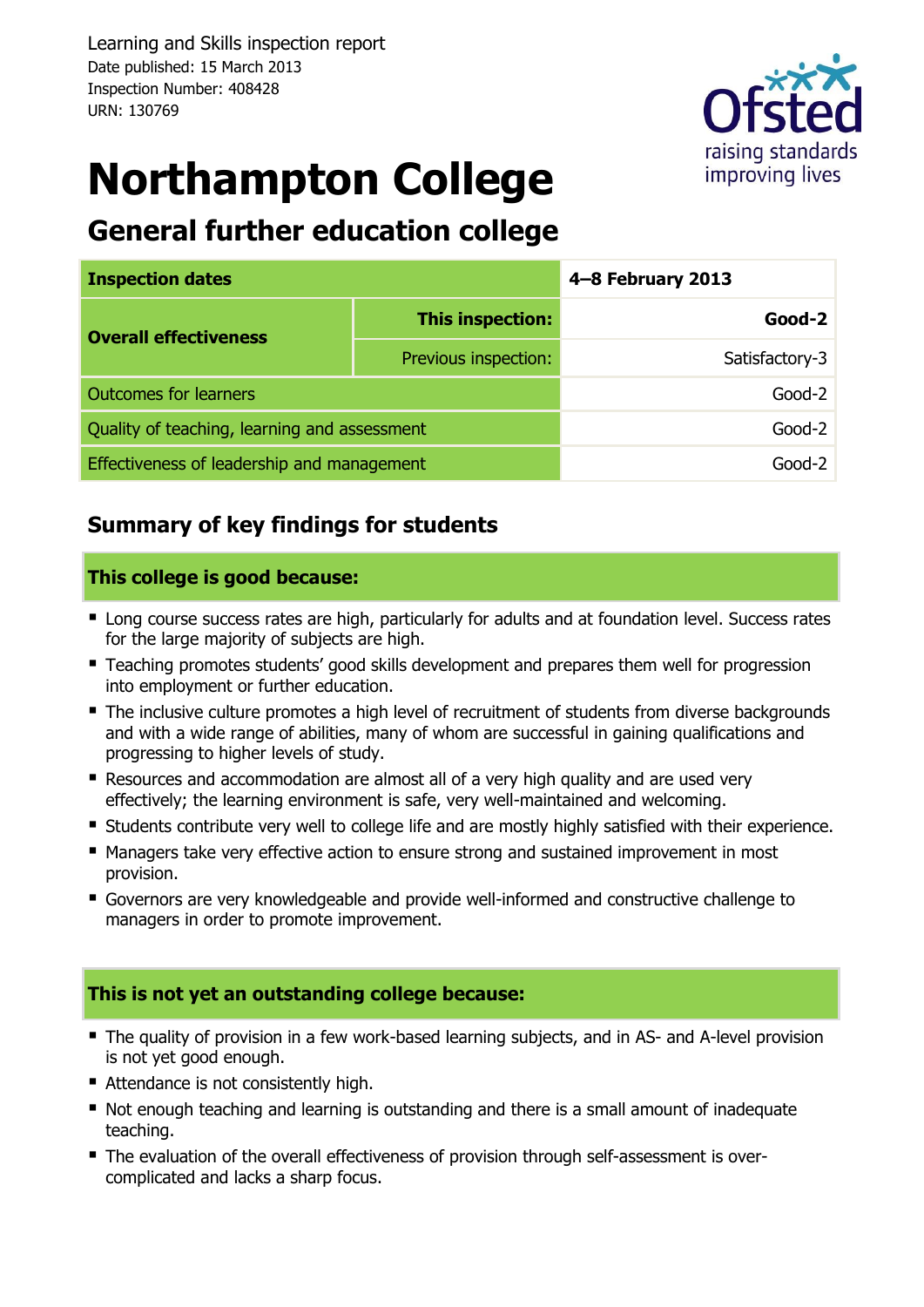Learning and Skills inspection report
Date published: 15 March 2013
Inspection Number: 408428
URN: 130769

# Northampton College

## General further education college

| Inspection dates | | 4–8 February 2013 |
|---|---|---|
| **Overall effectiveness** | **This inspection:** | **Good-2** |
| | Previous inspection: | Satisfactory-3 |
| Outcomes for learners | | Good-2 |
| Quality of teaching, learning and assessment | | Good-2 |
| Effectiveness of leadership and management | | Good-2 |

## Summary of key findings for students

### This college is good because:

- Long course success rates are high, particularly for adults and at foundation level. Success rates for the large majority of subjects are high.
- Teaching promotes students' good skills development and prepares them well for progression into employment or further education.
- The inclusive culture promotes a high level of recruitment of students from diverse backgrounds and with a wide range of abilities, many of whom are successful in gaining qualifications and progressing to higher levels of study.
- Resources and accommodation are almost all of a very high quality and are used very effectively; the learning environment is safe, very well-maintained and welcoming.
- Students contribute very well to college life and are mostly highly satisfied with their experience.
- Managers take very effective action to ensure strong and sustained improvement in most provision.
- Governors are very knowledgeable and provide well-informed and constructive challenge to managers in order to promote improvement.

### This is not yet an outstanding college because:

- The quality of provision in a few work-based learning subjects, and in AS- and A-level provision is not yet good enough.
- Attendance is not consistently high.
- Not enough teaching and learning is outstanding and there is a small amount of inadequate teaching.
- The evaluation of the overall effectiveness of provision through self-assessment is over-complicated and lacks a sharp focus.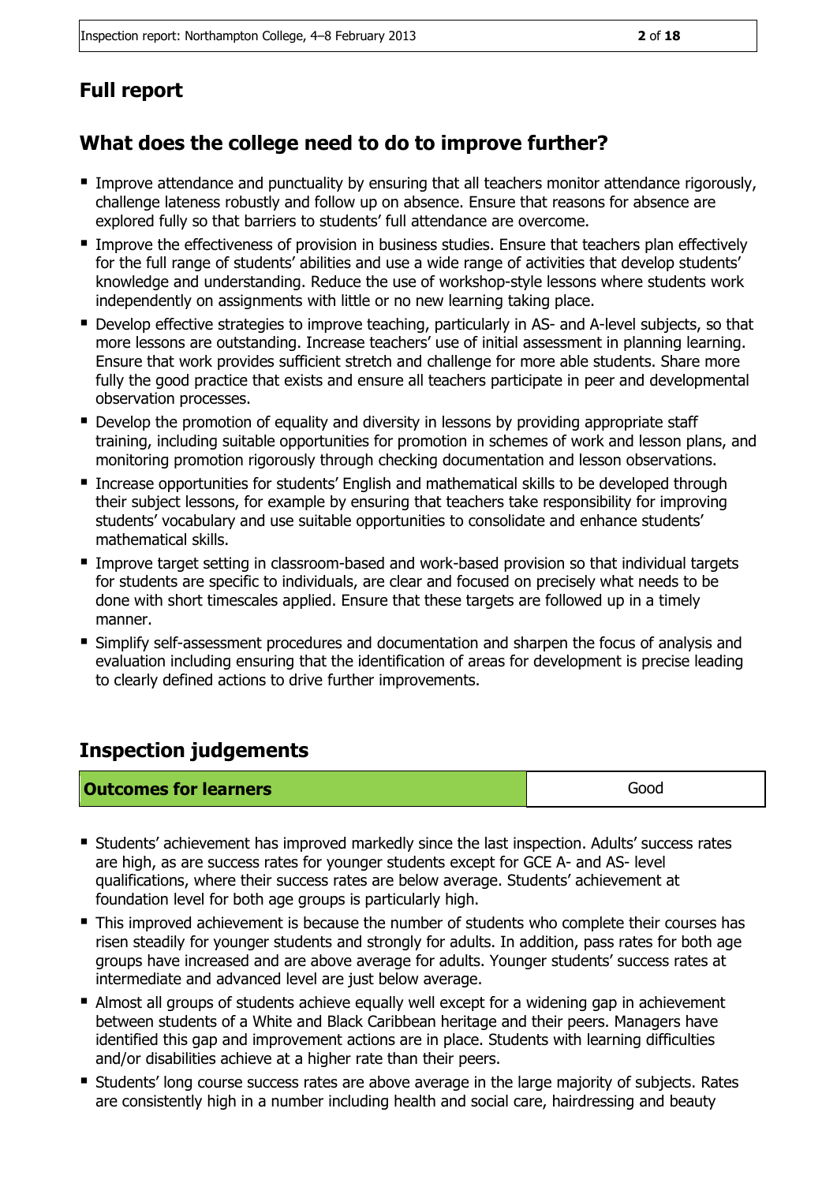## Full report

## What does the college need to do to improve further?

- Improve attendance and punctuality by ensuring that all teachers monitor attendance rigorously, challenge lateness robustly and follow up on absence. Ensure that reasons for absence are explored fully so that barriers to students' full attendance are overcome.
- Improve the effectiveness of provision in business studies. Ensure that teachers plan effectively for the full range of students' abilities and use a wide range of activities that develop students' knowledge and understanding. Reduce the use of workshop-style lessons where students work independently on assignments with little or no new learning taking place.
- Develop effective strategies to improve teaching, particularly in AS- and A-level subjects, so that more lessons are outstanding. Increase teachers' use of initial assessment in planning learning. Ensure that work provides sufficient stretch and challenge for more able students. Share more fully the good practice that exists and ensure all teachers participate in peer and developmental observation processes.
- Develop the promotion of equality and diversity in lessons by providing appropriate staff training, including suitable opportunities for promotion in schemes of work and lesson plans, and monitoring promotion rigorously through checking documentation and lesson observations.
- Increase opportunities for students' English and mathematical skills to be developed through their subject lessons, for example by ensuring that teachers take responsibility for improving students' vocabulary and use suitable opportunities to consolidate and enhance students' mathematical skills.
- Improve target setting in classroom-based and work-based provision so that individual targets for students are specific to individuals, are clear and focused on precisely what needs to be done with short timescales applied. Ensure that these targets are followed up in a timely manner.
- Simplify self-assessment procedures and documentation and sharpen the focus of analysis and evaluation including ensuring that the identification of areas for development is precise leading to clearly defined actions to drive further improvements.

## Inspection judgements

| Outcomes for learners | Good |
|---|---|

- Students' achievement has improved markedly since the last inspection. Adults' success rates are high, as are success rates for younger students except for GCE A- and AS- level qualifications, where their success rates are below average. Students' achievement at foundation level for both age groups is particularly high.
- This improved achievement is because the number of students who complete their courses has risen steadily for younger students and strongly for adults. In addition, pass rates for both age groups have increased and are above average for adults. Younger students' success rates at intermediate and advanced level are just below average.
- Almost all groups of students achieve equally well except for a widening gap in achievement between students of a White and Black Caribbean heritage and their peers. Managers have identified this gap and improvement actions are in place. Students with learning difficulties and/or disabilities achieve at a higher rate than their peers.
- Students' long course success rates are above average in the large majority of subjects. Rates are consistently high in a number including health and social care, hairdressing and beauty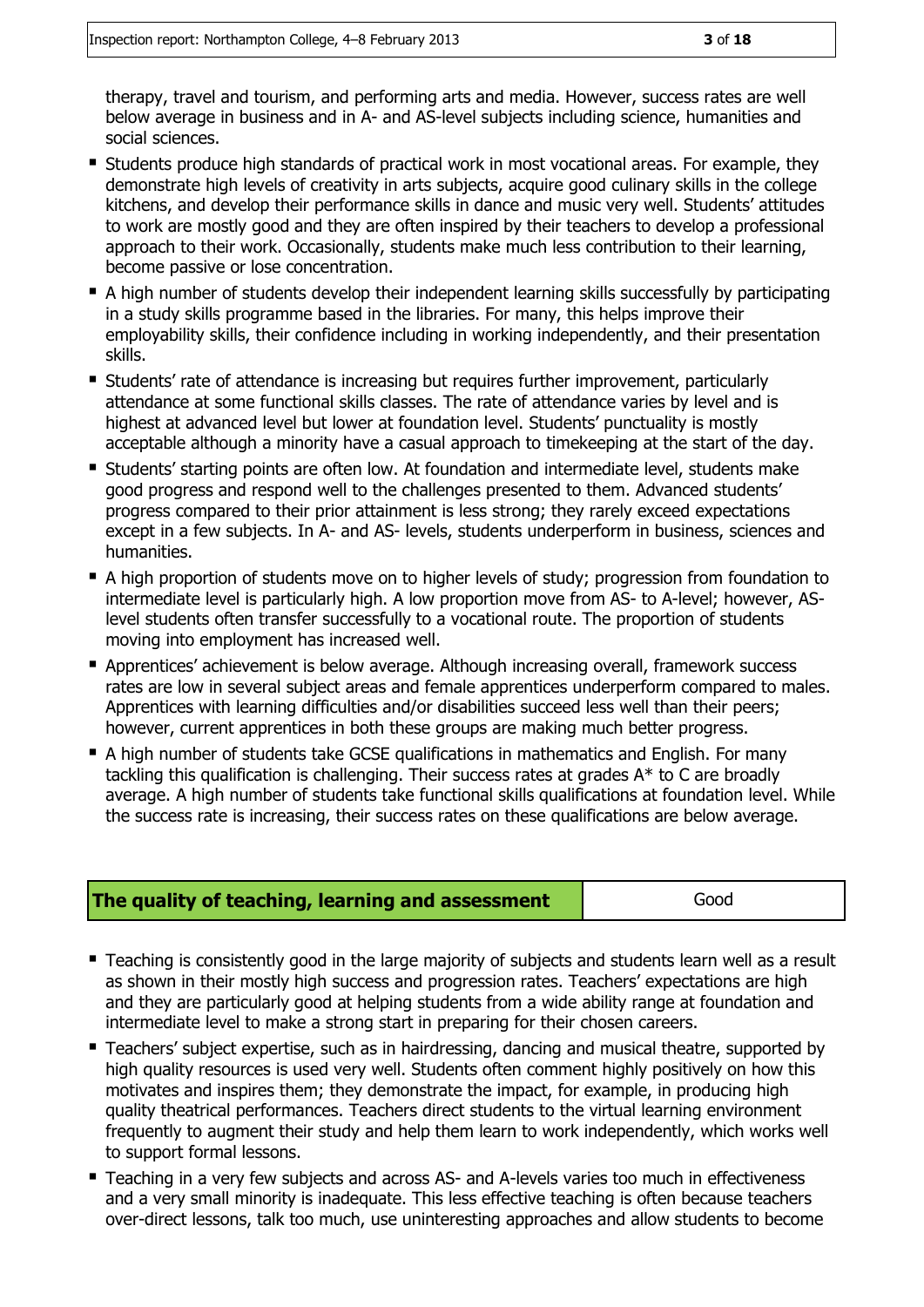therapy, travel and tourism, and performing arts and media. However, success rates are well below average in business and in A- and AS-level subjects including science, humanities and social sciences.

- Students produce high standards of practical work in most vocational areas. For example, they demonstrate high levels of creativity in arts subjects, acquire good culinary skills in the college kitchens, and develop their performance skills in dance and music very well. Students' attitudes to work are mostly good and they are often inspired by their teachers to develop a professional approach to their work. Occasionally, students make much less contribution to their learning, become passive or lose concentration.
- A high number of students develop their independent learning skills successfully by participating in a study skills programme based in the libraries. For many, this helps improve their employability skills, their confidence including in working independently, and their presentation skills.
- Students' rate of attendance is increasing but requires further improvement, particularly attendance at some functional skills classes. The rate of attendance varies by level and is highest at advanced level but lower at foundation level. Students' punctuality is mostly acceptable although a minority have a casual approach to timekeeping at the start of the day.
- Students' starting points are often low. At foundation and intermediate level, students make good progress and respond well to the challenges presented to them. Advanced students' progress compared to their prior attainment is less strong; they rarely exceed expectations except in a few subjects. In A- and AS- levels, students underperform in business, sciences and humanities.
- A high proportion of students move on to higher levels of study; progression from foundation to intermediate level is particularly high. A low proportion move from AS- to A-level; however, AS-level students often transfer successfully to a vocational route. The proportion of students moving into employment has increased well.
- Apprentices' achievement is below average. Although increasing overall, framework success rates are low in several subject areas and female apprentices underperform compared to males. Apprentices with learning difficulties and/or disabilities succeed less well than their peers; however, current apprentices in both these groups are making much better progress.
- A high number of students take GCSE qualifications in mathematics and English. For many tackling this qualification is challenging. Their success rates at grades A* to C are broadly average. A high number of students take functional skills qualifications at foundation level. While the success rate is increasing, their success rates on these qualifications are below average.

| **The quality of teaching, learning and assessment** | Good |
|---|---|

- Teaching is consistently good in the large majority of subjects and students learn well as a result as shown in their mostly high success and progression rates. Teachers' expectations are high and they are particularly good at helping students from a wide ability range at foundation and intermediate level to make a strong start in preparing for their chosen careers.
- Teachers' subject expertise, such as in hairdressing, dancing and musical theatre, supported by high quality resources is used very well. Students often comment highly positively on how this motivates and inspires them; they demonstrate the impact, for example, in producing high quality theatrical performances. Teachers direct students to the virtual learning environment frequently to augment their study and help them learn to work independently, which works well to support formal lessons.
- Teaching in a very few subjects and across AS- and A-levels varies too much in effectiveness and a very small minority is inadequate. This less effective teaching is often because teachers over-direct lessons, talk too much, use uninteresting approaches and allow students to become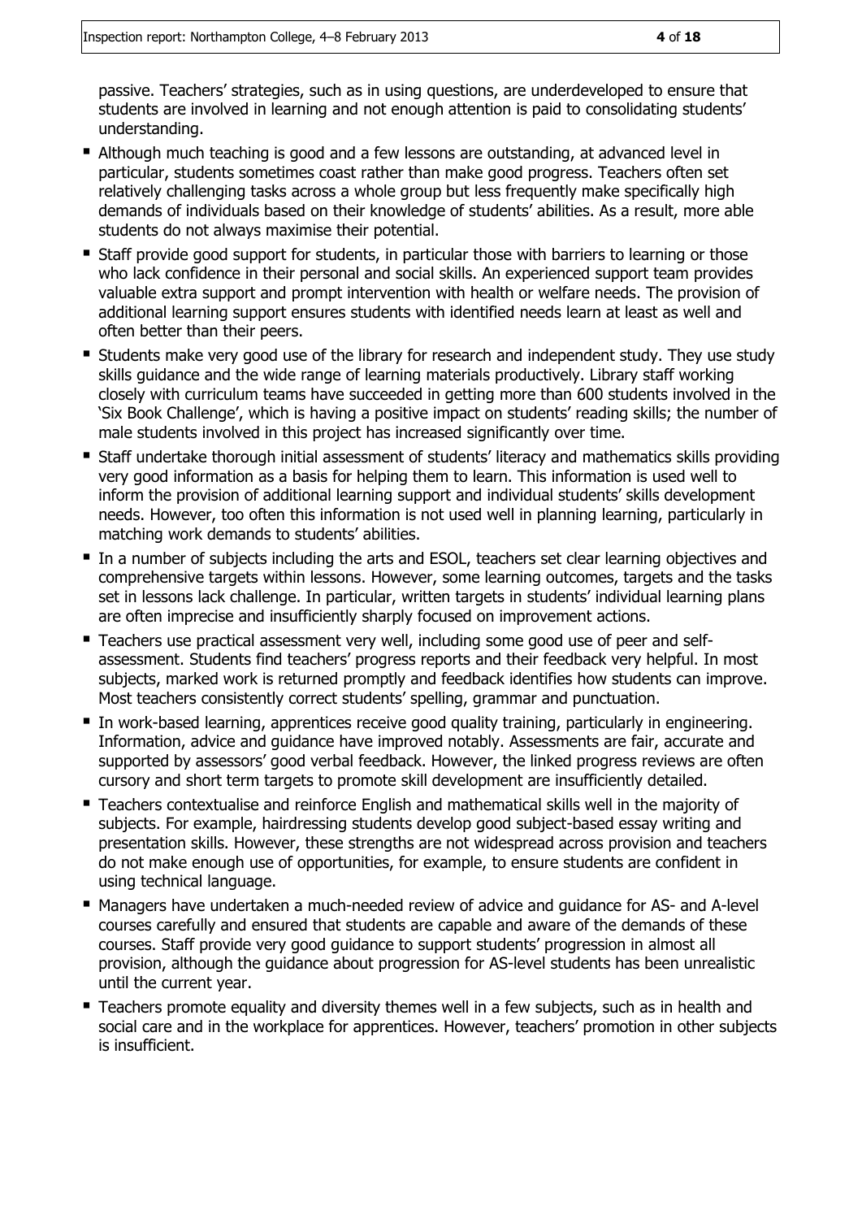passive. Teachers' strategies, such as in using questions, are underdeveloped to ensure that students are involved in learning and not enough attention is paid to consolidating students' understanding.

- Although much teaching is good and a few lessons are outstanding, at advanced level in particular, students sometimes coast rather than make good progress. Teachers often set relatively challenging tasks across a whole group but less frequently make specifically high demands of individuals based on their knowledge of students' abilities. As a result, more able students do not always maximise their potential.
- Staff provide good support for students, in particular those with barriers to learning or those who lack confidence in their personal and social skills. An experienced support team provides valuable extra support and prompt intervention with health or welfare needs. The provision of additional learning support ensures students with identified needs learn at least as well and often better than their peers.
- Students make very good use of the library for research and independent study. They use study skills guidance and the wide range of learning materials productively. Library staff working closely with curriculum teams have succeeded in getting more than 600 students involved in the 'Six Book Challenge', which is having a positive impact on students' reading skills; the number of male students involved in this project has increased significantly over time.
- Staff undertake thorough initial assessment of students' literacy and mathematics skills providing very good information as a basis for helping them to learn. This information is used well to inform the provision of additional learning support and individual students' skills development needs. However, too often this information is not used well in planning learning, particularly in matching work demands to students' abilities.
- In a number of subjects including the arts and ESOL, teachers set clear learning objectives and comprehensive targets within lessons. However, some learning outcomes, targets and the tasks set in lessons lack challenge. In particular, written targets in students' individual learning plans are often imprecise and insufficiently sharply focused on improvement actions.
- Teachers use practical assessment very well, including some good use of peer and self-assessment. Students find teachers' progress reports and their feedback very helpful. In most subjects, marked work is returned promptly and feedback identifies how students can improve. Most teachers consistently correct students' spelling, grammar and punctuation.
- In work-based learning, apprentices receive good quality training, particularly in engineering. Information, advice and guidance have improved notably. Assessments are fair, accurate and supported by assessors' good verbal feedback. However, the linked progress reviews are often cursory and short term targets to promote skill development are insufficiently detailed.
- Teachers contextualise and reinforce English and mathematical skills well in the majority of subjects. For example, hairdressing students develop good subject-based essay writing and presentation skills. However, these strengths are not widespread across provision and teachers do not make enough use of opportunities, for example, to ensure students are confident in using technical language.
- Managers have undertaken a much-needed review of advice and guidance for AS- and A-level courses carefully and ensured that students are capable and aware of the demands of these courses. Staff provide very good guidance to support students' progression in almost all provision, although the guidance about progression for AS-level students has been unrealistic until the current year.
- Teachers promote equality and diversity themes well in a few subjects, such as in health and social care and in the workplace for apprentices. However, teachers' promotion in other subjects is insufficient.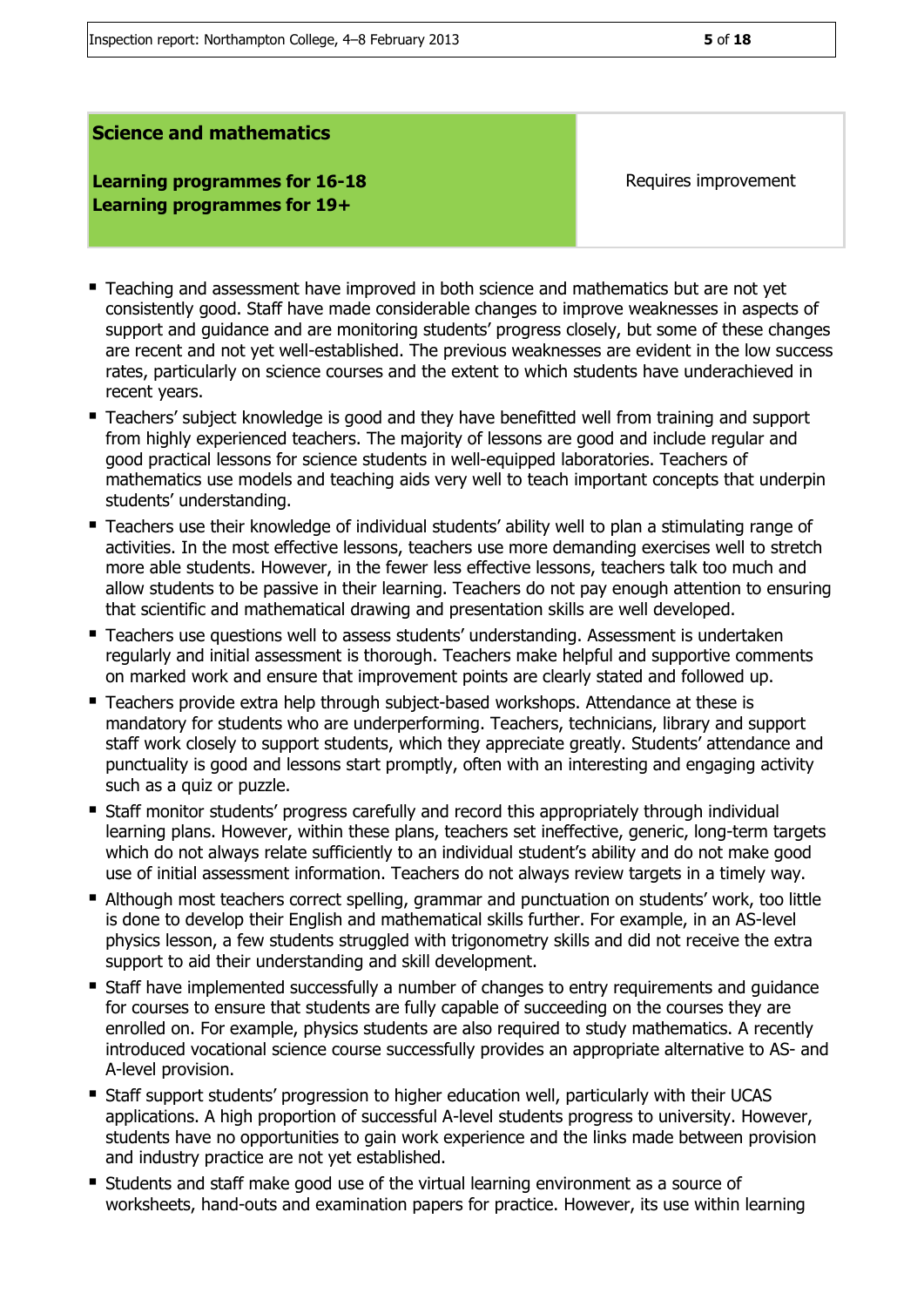| **Science and mathematics** | |
| --- | --- |
| **Learning programmes for 16-18**<br>**Learning programmes for 19+** | Requires improvement |

- Teaching and assessment have improved in both science and mathematics but are not yet consistently good. Staff have made considerable changes to improve weaknesses in aspects of support and guidance and are monitoring students' progress closely, but some of these changes are recent and not yet well-established. The previous weaknesses are evident in the low success rates, particularly on science courses and the extent to which students have underachieved in recent years.
- Teachers' subject knowledge is good and they have benefitted well from training and support from highly experienced teachers. The majority of lessons are good and include regular and good practical lessons for science students in well-equipped laboratories. Teachers of mathematics use models and teaching aids very well to teach important concepts that underpin students' understanding.
- Teachers use their knowledge of individual students' ability well to plan a stimulating range of activities. In the most effective lessons, teachers use more demanding exercises well to stretch more able students. However, in the fewer less effective lessons, teachers talk too much and allow students to be passive in their learning. Teachers do not pay enough attention to ensuring that scientific and mathematical drawing and presentation skills are well developed.
- Teachers use questions well to assess students' understanding. Assessment is undertaken regularly and initial assessment is thorough. Teachers make helpful and supportive comments on marked work and ensure that improvement points are clearly stated and followed up.
- Teachers provide extra help through subject-based workshops. Attendance at these is mandatory for students who are underperforming. Teachers, technicians, library and support staff work closely to support students, which they appreciate greatly. Students' attendance and punctuality is good and lessons start promptly, often with an interesting and engaging activity such as a quiz or puzzle.
- Staff monitor students' progress carefully and record this appropriately through individual learning plans. However, within these plans, teachers set ineffective, generic, long-term targets which do not always relate sufficiently to an individual student's ability and do not make good use of initial assessment information. Teachers do not always review targets in a timely way.
- Although most teachers correct spelling, grammar and punctuation on students' work, too little is done to develop their English and mathematical skills further. For example, in an AS-level physics lesson, a few students struggled with trigonometry skills and did not receive the extra support to aid their understanding and skill development.
- Staff have implemented successfully a number of changes to entry requirements and guidance for courses to ensure that students are fully capable of succeeding on the courses they are enrolled on. For example, physics students are also required to study mathematics. A recently introduced vocational science course successfully provides an appropriate alternative to AS- and A-level provision.
- Staff support students' progression to higher education well, particularly with their UCAS applications. A high proportion of successful A-level students progress to university. However, students have no opportunities to gain work experience and the links made between provision and industry practice are not yet established.
- Students and staff make good use of the virtual learning environment as a source of worksheets, hand-outs and examination papers for practice. However, its use within learning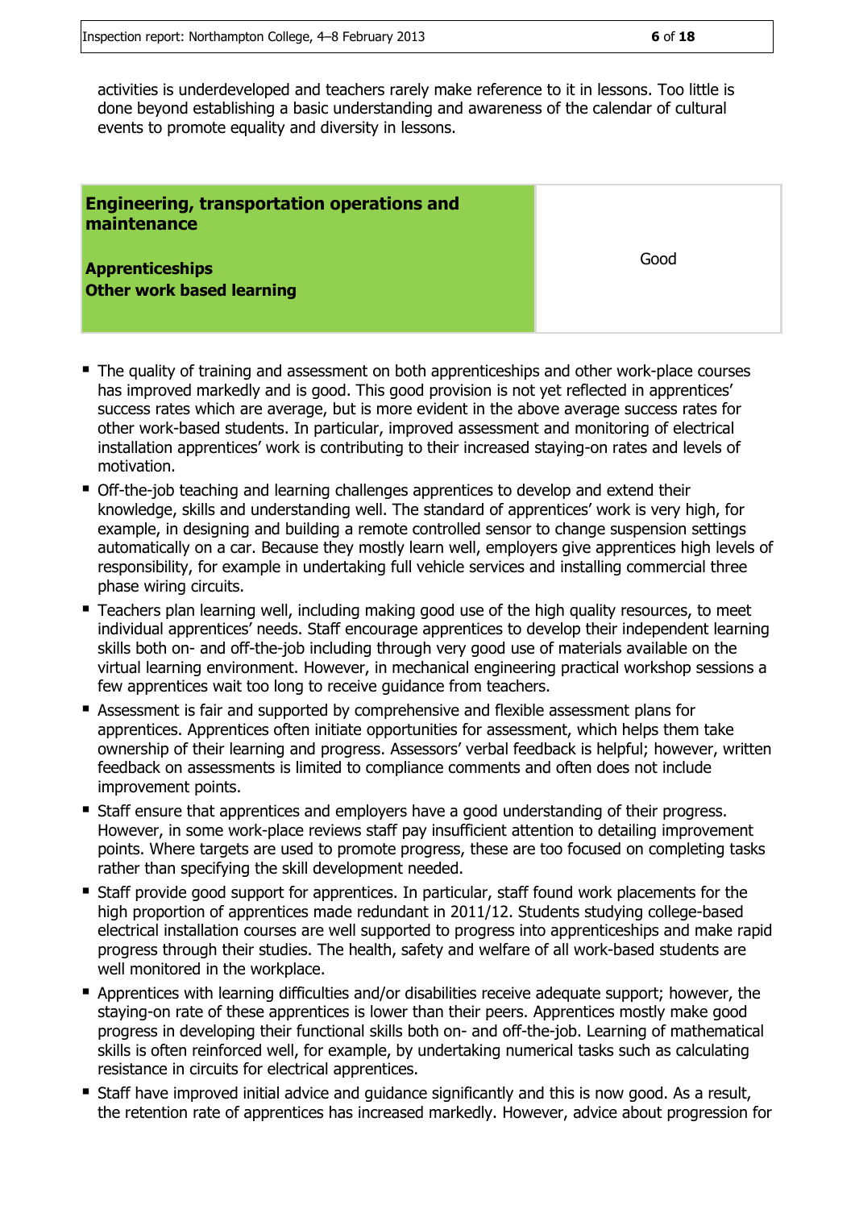activities is underdeveloped and teachers rarely make reference to it in lessons. Too little is done beyond establishing a basic understanding and awareness of the calendar of cultural events to promote equality and diversity in lessons.

| **Engineering, transportation operations and maintenance**<br><br>**Apprenticeships**<br>**Other work based learning** | Good |
|---|---|

- The quality of training and assessment on both apprenticeships and other work-place courses has improved markedly and is good. This good provision is not yet reflected in apprentices' success rates which are average, but is more evident in the above average success rates for other work-based students. In particular, improved assessment and monitoring of electrical installation apprentices' work is contributing to their increased staying-on rates and levels of motivation.
- Off-the-job teaching and learning challenges apprentices to develop and extend their knowledge, skills and understanding well. The standard of apprentices' work is very high, for example, in designing and building a remote controlled sensor to change suspension settings automatically on a car. Because they mostly learn well, employers give apprentices high levels of responsibility, for example in undertaking full vehicle services and installing commercial three phase wiring circuits.
- Teachers plan learning well, including making good use of the high quality resources, to meet individual apprentices' needs. Staff encourage apprentices to develop their independent learning skills both on- and off-the-job including through very good use of materials available on the virtual learning environment. However, in mechanical engineering practical workshop sessions a few apprentices wait too long to receive guidance from teachers.
- Assessment is fair and supported by comprehensive and flexible assessment plans for apprentices. Apprentices often initiate opportunities for assessment, which helps them take ownership of their learning and progress. Assessors' verbal feedback is helpful; however, written feedback on assessments is limited to compliance comments and often does not include improvement points.
- Staff ensure that apprentices and employers have a good understanding of their progress. However, in some work-place reviews staff pay insufficient attention to detailing improvement points. Where targets are used to promote progress, these are too focused on completing tasks rather than specifying the skill development needed.
- Staff provide good support for apprentices. In particular, staff found work placements for the high proportion of apprentices made redundant in 2011/12. Students studying college-based electrical installation courses are well supported to progress into apprenticeships and make rapid progress through their studies. The health, safety and welfare of all work-based students are well monitored in the workplace.
- Apprentices with learning difficulties and/or disabilities receive adequate support; however, the staying-on rate of these apprentices is lower than their peers. Apprentices mostly make good progress in developing their functional skills both on- and off-the-job. Learning of mathematical skills is often reinforced well, for example, by undertaking numerical tasks such as calculating resistance in circuits for electrical apprentices.
- Staff have improved initial advice and guidance significantly and this is now good. As a result, the retention rate of apprentices has increased markedly. However, advice about progression for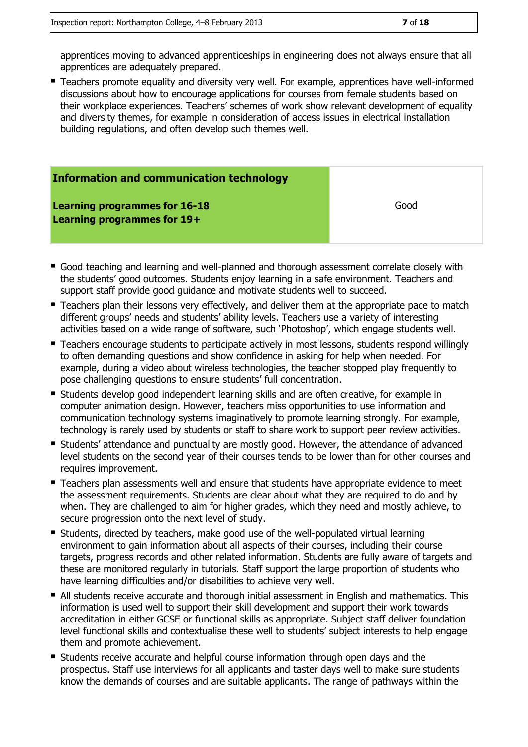apprentices moving to advanced apprenticeships in engineering does not always ensure that all apprentices are adequately prepared.

- Teachers promote equality and diversity very well. For example, apprentices have well-informed discussions about how to encourage applications for courses from female students based on their workplace experiences. Teachers' schemes of work show relevant development of equality and diversity themes, for example in consideration of access issues in electrical installation building regulations, and often develop such themes well.

| **Information and communication technology**<br><br>**Learning programmes for 16-18**<br>**Learning programmes for 19+** | Good |
|---|---|

- Good teaching and learning and well-planned and thorough assessment correlate closely with the students' good outcomes. Students enjoy learning in a safe environment. Teachers and support staff provide good guidance and motivate students well to succeed.
- Teachers plan their lessons very effectively, and deliver them at the appropriate pace to match different groups' needs and students' ability levels. Teachers use a variety of interesting activities based on a wide range of software, such 'Photoshop', which engage students well.
- Teachers encourage students to participate actively in most lessons, students respond willingly to often demanding questions and show confidence in asking for help when needed. For example, during a video about wireless technologies, the teacher stopped play frequently to pose challenging questions to ensure students' full concentration.
- Students develop good independent learning skills and are often creative, for example in computer animation design. However, teachers miss opportunities to use information and communication technology systems imaginatively to promote learning strongly. For example, technology is rarely used by students or staff to share work to support peer review activities.
- Students' attendance and punctuality are mostly good. However, the attendance of advanced level students on the second year of their courses tends to be lower than for other courses and requires improvement.
- Teachers plan assessments well and ensure that students have appropriate evidence to meet the assessment requirements. Students are clear about what they are required to do and by when. They are challenged to aim for higher grades, which they need and mostly achieve, to secure progression onto the next level of study.
- Students, directed by teachers, make good use of the well-populated virtual learning environment to gain information about all aspects of their courses, including their course targets, progress records and other related information. Students are fully aware of targets and these are monitored regularly in tutorials. Staff support the large proportion of students who have learning difficulties and/or disabilities to achieve very well.
- All students receive accurate and thorough initial assessment in English and mathematics. This information is used well to support their skill development and support their work towards accreditation in either GCSE or functional skills as appropriate. Subject staff deliver foundation level functional skills and contextualise these well to students' subject interests to help engage them and promote achievement.
- Students receive accurate and helpful course information through open days and the prospectus. Staff use interviews for all applicants and taster days well to make sure students know the demands of courses and are suitable applicants. The range of pathways within the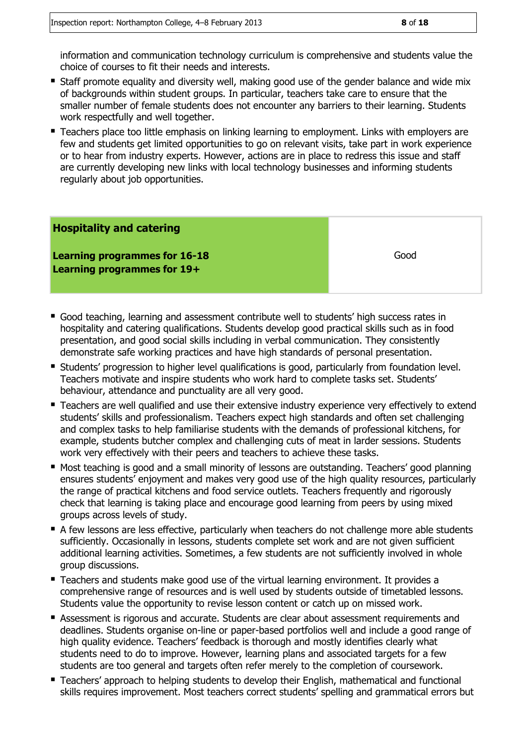information and communication technology curriculum is comprehensive and students value the choice of courses to fit their needs and interests.

- Staff promote equality and diversity well, making good use of the gender balance and wide mix of backgrounds within student groups. In particular, teachers take care to ensure that the smaller number of female students does not encounter any barriers to their learning. Students work respectfully and well together.
- Teachers place too little emphasis on linking learning to employment. Links with employers are few and students get limited opportunities to go on relevant visits, take part in work experience or to hear from industry experts. However, actions are in place to redress this issue and staff are currently developing new links with local technology businesses and informing students regularly about job opportunities.

| **Hospitality and catering**<br><br>**Learning programmes for 16-18**<br>**Learning programmes for 19+** | Good |
|---|---|

- Good teaching, learning and assessment contribute well to students' high success rates in hospitality and catering qualifications. Students develop good practical skills such as in food presentation, and good social skills including in verbal communication. They consistently demonstrate safe working practices and have high standards of personal presentation.
- Students' progression to higher level qualifications is good, particularly from foundation level. Teachers motivate and inspire students who work hard to complete tasks set. Students' behaviour, attendance and punctuality are all very good.
- Teachers are well qualified and use their extensive industry experience very effectively to extend students' skills and professionalism. Teachers expect high standards and often set challenging and complex tasks to help familiarise students with the demands of professional kitchens, for example, students butcher complex and challenging cuts of meat in larder sessions. Students work very effectively with their peers and teachers to achieve these tasks.
- Most teaching is good and a small minority of lessons are outstanding. Teachers' good planning ensures students' enjoyment and makes very good use of the high quality resources, particularly the range of practical kitchens and food service outlets. Teachers frequently and rigorously check that learning is taking place and encourage good learning from peers by using mixed groups across levels of study.
- A few lessons are less effective, particularly when teachers do not challenge more able students sufficiently. Occasionally in lessons, students complete set work and are not given sufficient additional learning activities. Sometimes, a few students are not sufficiently involved in whole group discussions.
- Teachers and students make good use of the virtual learning environment. It provides a comprehensive range of resources and is well used by students outside of timetabled lessons. Students value the opportunity to revise lesson content or catch up on missed work.
- Assessment is rigorous and accurate. Students are clear about assessment requirements and deadlines. Students organise on-line or paper-based portfolios well and include a good range of high quality evidence. Teachers' feedback is thorough and mostly identifies clearly what students need to do to improve. However, learning plans and associated targets for a few students are too general and targets often refer merely to the completion of coursework.
- Teachers' approach to helping students to develop their English, mathematical and functional skills requires improvement. Most teachers correct students' spelling and grammatical errors but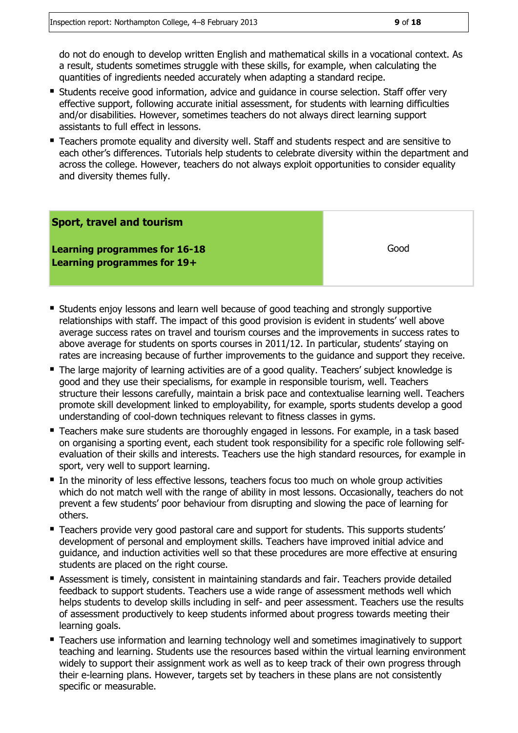do not do enough to develop written English and mathematical skills in a vocational context. As a result, students sometimes struggle with these skills, for example, when calculating the quantities of ingredients needed accurately when adapting a standard recipe.

- Students receive good information, advice and guidance in course selection. Staff offer very effective support, following accurate initial assessment, for students with learning difficulties and/or disabilities. However, sometimes teachers do not always direct learning support assistants to full effect in lessons.
- Teachers promote equality and diversity well. Staff and students respect and are sensitive to each other's differences. Tutorials help students to celebrate diversity within the department and across the college. However, teachers do not always exploit opportunities to consider equality and diversity themes fully.

| **Sport, travel and tourism**<br><br>**Learning programmes for 16-18**<br>**Learning programmes for 19+** | Good |
|---|---|

- Students enjoy lessons and learn well because of good teaching and strongly supportive relationships with staff. The impact of this good provision is evident in students' well above average success rates on travel and tourism courses and the improvements in success rates to above average for students on sports courses in 2011/12. In particular, students' staying on rates are increasing because of further improvements to the guidance and support they receive.
- The large majority of learning activities are of a good quality. Teachers' subject knowledge is good and they use their specialisms, for example in responsible tourism, well. Teachers structure their lessons carefully, maintain a brisk pace and contextualise learning well. Teachers promote skill development linked to employability, for example, sports students develop a good understanding of cool-down techniques relevant to fitness classes in gyms.
- Teachers make sure students are thoroughly engaged in lessons. For example, in a task based on organising a sporting event, each student took responsibility for a specific role following self-evaluation of their skills and interests. Teachers use the high standard resources, for example in sport, very well to support learning.
- In the minority of less effective lessons, teachers focus too much on whole group activities which do not match well with the range of ability in most lessons. Occasionally, teachers do not prevent a few students' poor behaviour from disrupting and slowing the pace of learning for others.
- Teachers provide very good pastoral care and support for students. This supports students' development of personal and employment skills. Teachers have improved initial advice and guidance, and induction activities well so that these procedures are more effective at ensuring students are placed on the right course.
- Assessment is timely, consistent in maintaining standards and fair. Teachers provide detailed feedback to support students. Teachers use a wide range of assessment methods well which helps students to develop skills including in self- and peer assessment. Teachers use the results of assessment productively to keep students informed about progress towards meeting their learning goals.
- Teachers use information and learning technology well and sometimes imaginatively to support teaching and learning. Students use the resources based within the virtual learning environment widely to support their assignment work as well as to keep track of their own progress through their e-learning plans. However, targets set by teachers in these plans are not consistently specific or measurable.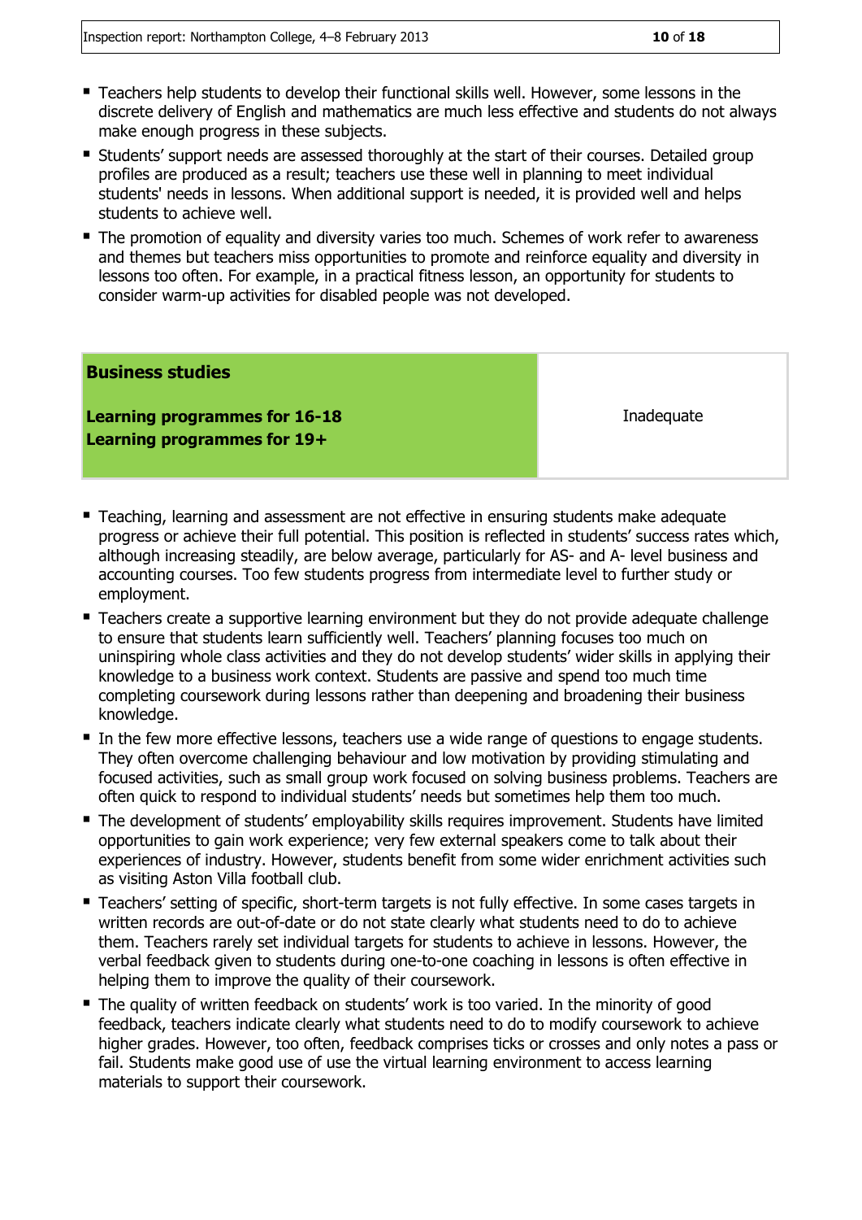- Teachers help students to develop their functional skills well. However, some lessons in the discrete delivery of English and mathematics are much less effective and students do not always make enough progress in these subjects.
- Students' support needs are assessed thoroughly at the start of their courses. Detailed group profiles are produced as a result; teachers use these well in planning to meet individual students' needs in lessons. When additional support is needed, it is provided well and helps students to achieve well.
- The promotion of equality and diversity varies too much. Schemes of work refer to awareness and themes but teachers miss opportunities to promote and reinforce equality and diversity in lessons too often. For example, in a practical fitness lesson, an opportunity for students to consider warm-up activities for disabled people was not developed.

| **Business studies**<br><br>**Learning programmes for 16-18**<br>**Learning programmes for 19+** | Inadequate |
| --- | --- |

- Teaching, learning and assessment are not effective in ensuring students make adequate progress or achieve their full potential. This position is reflected in students' success rates which, although increasing steadily, are below average, particularly for AS- and A- level business and accounting courses. Too few students progress from intermediate level to further study or employment.
- Teachers create a supportive learning environment but they do not provide adequate challenge to ensure that students learn sufficiently well. Teachers' planning focuses too much on uninspiring whole class activities and they do not develop students' wider skills in applying their knowledge to a business work context. Students are passive and spend too much time completing coursework during lessons rather than deepening and broadening their business knowledge.
- In the few more effective lessons, teachers use a wide range of questions to engage students. They often overcome challenging behaviour and low motivation by providing stimulating and focused activities, such as small group work focused on solving business problems. Teachers are often quick to respond to individual students' needs but sometimes help them too much.
- The development of students' employability skills requires improvement. Students have limited opportunities to gain work experience; very few external speakers come to talk about their experiences of industry. However, students benefit from some wider enrichment activities such as visiting Aston Villa football club.
- Teachers' setting of specific, short-term targets is not fully effective. In some cases targets in written records are out-of-date or do not state clearly what students need to do to achieve them. Teachers rarely set individual targets for students to achieve in lessons. However, the verbal feedback given to students during one-to-one coaching in lessons is often effective in helping them to improve the quality of their coursework.
- The quality of written feedback on students' work is too varied. In the minority of good feedback, teachers indicate clearly what students need to do to modify coursework to achieve higher grades. However, too often, feedback comprises ticks or crosses and only notes a pass or fail. Students make good use of use the virtual learning environment to access learning materials to support their coursework.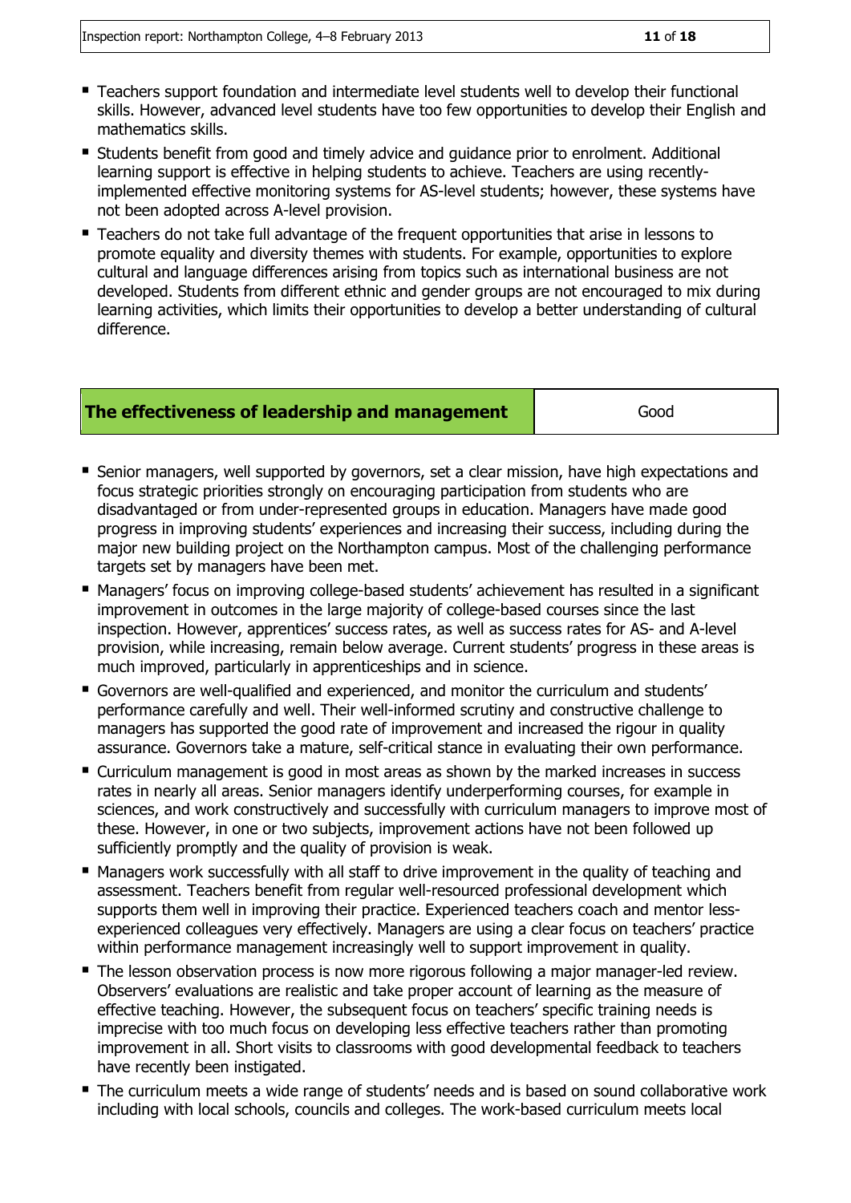- Teachers support foundation and intermediate level students well to develop their functional skills. However, advanced level students have too few opportunities to develop their English and mathematics skills.
- Students benefit from good and timely advice and guidance prior to enrolment. Additional learning support is effective in helping students to achieve. Teachers are using recently-implemented effective monitoring systems for AS-level students; however, these systems have not been adopted across A-level provision.
- Teachers do not take full advantage of the frequent opportunities that arise in lessons to promote equality and diversity themes with students. For example, opportunities to explore cultural and language differences arising from topics such as international business are not developed. Students from different ethnic and gender groups are not encouraged to mix during learning activities, which limits their opportunities to develop a better understanding of cultural difference.

| **The effectiveness of leadership and management** | Good |
| --- | --- |

- Senior managers, well supported by governors, set a clear mission, have high expectations and focus strategic priorities strongly on encouraging participation from students who are disadvantaged or from under-represented groups in education. Managers have made good progress in improving students' experiences and increasing their success, including during the major new building project on the Northampton campus. Most of the challenging performance targets set by managers have been met.
- Managers' focus on improving college-based students' achievement has resulted in a significant improvement in outcomes in the large majority of college-based courses since the last inspection. However, apprentices' success rates, as well as success rates for AS- and A-level provision, while increasing, remain below average. Current students' progress in these areas is much improved, particularly in apprenticeships and in science.
- Governors are well-qualified and experienced, and monitor the curriculum and students' performance carefully and well. Their well-informed scrutiny and constructive challenge to managers has supported the good rate of improvement and increased the rigour in quality assurance. Governors take a mature, self-critical stance in evaluating their own performance.
- Curriculum management is good in most areas as shown by the marked increases in success rates in nearly all areas. Senior managers identify underperforming courses, for example in sciences, and work constructively and successfully with curriculum managers to improve most of these. However, in one or two subjects, improvement actions have not been followed up sufficiently promptly and the quality of provision is weak.
- Managers work successfully with all staff to drive improvement in the quality of teaching and assessment. Teachers benefit from regular well-resourced professional development which supports them well in improving their practice. Experienced teachers coach and mentor less-experienced colleagues very effectively. Managers are using a clear focus on teachers' practice within performance management increasingly well to support improvement in quality.
- The lesson observation process is now more rigorous following a major manager-led review. Observers' evaluations are realistic and take proper account of learning as the measure of effective teaching. However, the subsequent focus on teachers' specific training needs is imprecise with too much focus on developing less effective teachers rather than promoting improvement in all. Short visits to classrooms with good developmental feedback to teachers have recently been instigated.
- The curriculum meets a wide range of students' needs and is based on sound collaborative work including with local schools, councils and colleges. The work-based curriculum meets local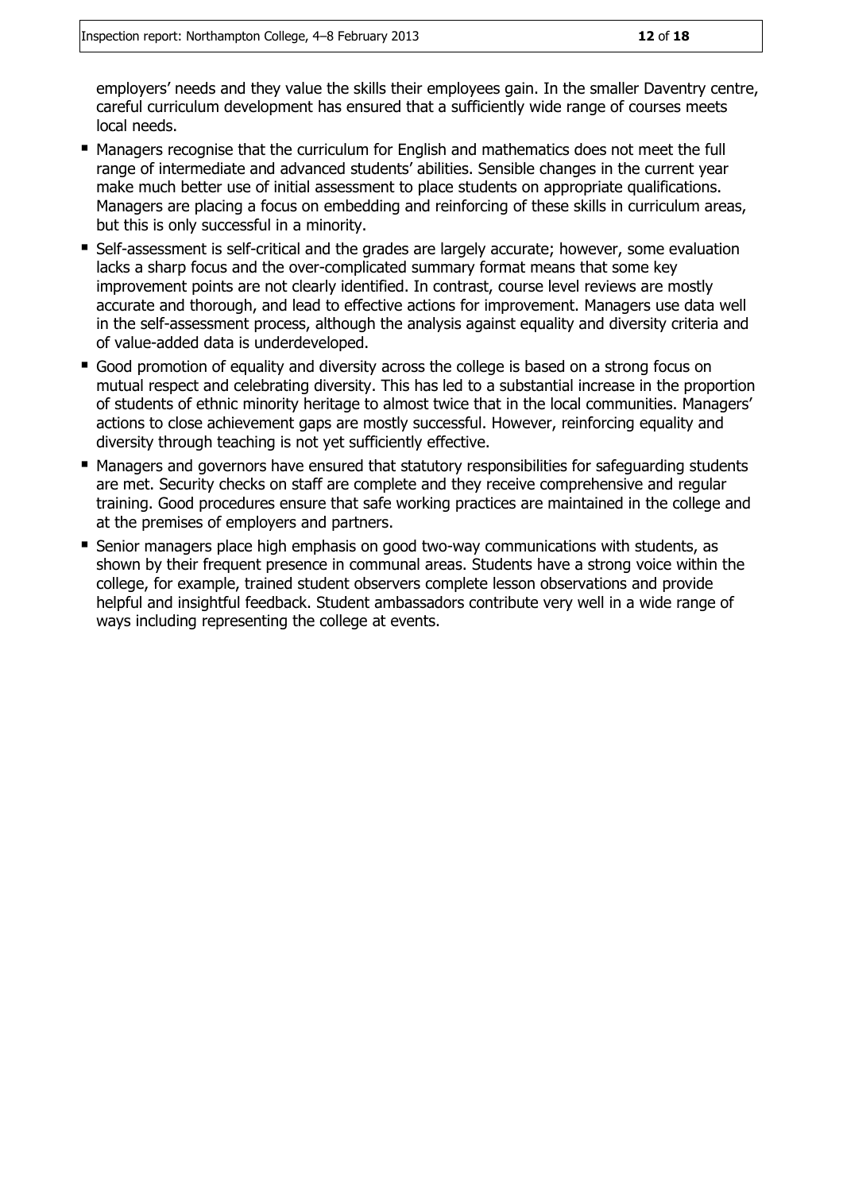employers' needs and they value the skills their employees gain. In the smaller Daventry centre, careful curriculum development has ensured that a sufficiently wide range of courses meets local needs.

- Managers recognise that the curriculum for English and mathematics does not meet the full range of intermediate and advanced students' abilities. Sensible changes in the current year make much better use of initial assessment to place students on appropriate qualifications. Managers are placing a focus on embedding and reinforcing of these skills in curriculum areas, but this is only successful in a minority.
- Self-assessment is self-critical and the grades are largely accurate; however, some evaluation lacks a sharp focus and the over-complicated summary format means that some key improvement points are not clearly identified. In contrast, course level reviews are mostly accurate and thorough, and lead to effective actions for improvement. Managers use data well in the self-assessment process, although the analysis against equality and diversity criteria and of value-added data is underdeveloped.
- Good promotion of equality and diversity across the college is based on a strong focus on mutual respect and celebrating diversity. This has led to a substantial increase in the proportion of students of ethnic minority heritage to almost twice that in the local communities. Managers' actions to close achievement gaps are mostly successful. However, reinforcing equality and diversity through teaching is not yet sufficiently effective.
- Managers and governors have ensured that statutory responsibilities for safeguarding students are met. Security checks on staff are complete and they receive comprehensive and regular training. Good procedures ensure that safe working practices are maintained in the college and at the premises of employers and partners.
- Senior managers place high emphasis on good two-way communications with students, as shown by their frequent presence in communal areas. Students have a strong voice within the college, for example, trained student observers complete lesson observations and provide helpful and insightful feedback. Student ambassadors contribute very well in a wide range of ways including representing the college at events.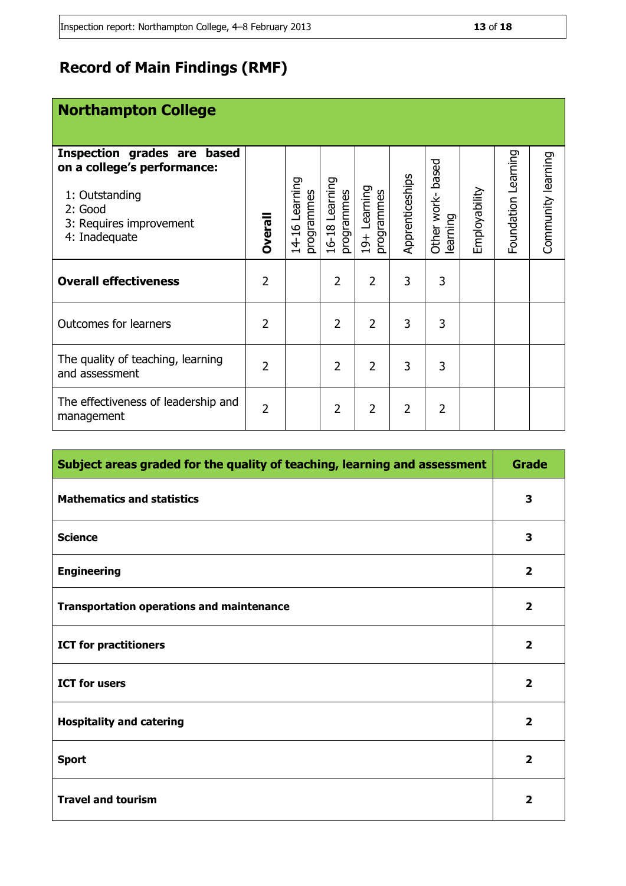# Record of Main Findings (RMF)

| **Northampton College** | | | | | | | | | |
|---|---|---|---|---|---|---|---|---|---|
| **Inspection grades are based on a college's performance:**<br>1: Outstanding<br>2: Good<br>3: Requires improvement<br>4: Inadequate | **Overall** | 14-16 Learning programmes | 16-18 Learning programmes | 19+ Learning programmes | Apprenticeships | Other work- based learning | Employability | Foundation Learning | Community learning |
| **Overall effectiveness** | 2 | | 2 | 2 | 3 | 3 | | | |
| Outcomes for learners | 2 | | 2 | 2 | 3 | 3 | | | |
| The quality of teaching, learning and assessment | 2 | | 2 | 2 | 3 | 3 | | | |
| The effectiveness of leadership and management | 2 | | 2 | 2 | 2 | 2 | | | |

| **Subject areas graded for the quality of teaching, learning and assessment** | **Grade** |
|---|---|
| **Mathematics and statistics** | **3** |
| **Science** | **3** |
| **Engineering** | **2** |
| **Transportation operations and maintenance** | **2** |
| **ICT for practitioners** | **2** |
| **ICT for users** | **2** |
| **Hospitality and catering** | **2** |
| **Sport** | **2** |
| **Travel and tourism** | **2** |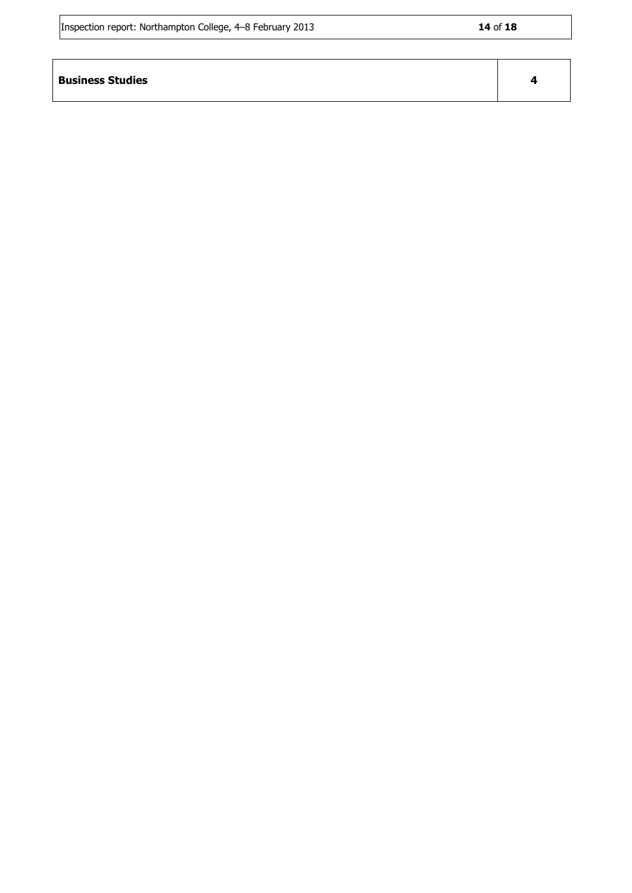| **Business Studies** | **4** |
|---|---|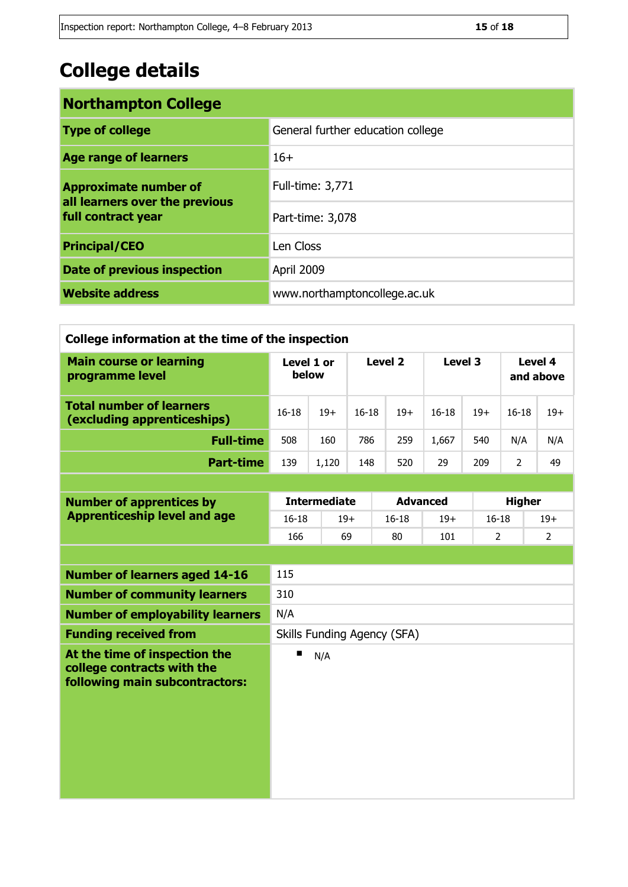# College details

| Northampton College | |
|---|---|
| **Type of college** | General further education college |
| **Age range of learners** | 16+ |
| **Approximate number of all learners over the previous full contract year** | Full-time: 3,771 |
| | Part-time: 3,078 |
| **Principal/CEO** | Len Closs |
| **Date of previous inspection** | April 2009 |
| **Website address** | www.northamptoncollege.ac.uk |

**College information at the time of the inspection**

| Main course or learning programme level | Level 1 or below | | Level 2 | | Level 3 | | Level 4 and above | |
|---|---|---|---|---|---|---|---|---|
| **Total number of learners (excluding apprenticeships)** | 16-18 | 19+ | 16-18 | 19+ | 16-18 | 19+ | 16-18 | 19+ |
| **Full-time** | 508 | 160 | 786 | 259 | 1,667 | 540 | N/A | N/A |
| **Part-time** | 139 | 1,120 | 148 | 520 | 29 | 209 | 2 | 49 |

| Number of apprentices by Apprenticeship level and age | Intermediate | | Advanced | | Higher | |
|---|---|---|---|---|---|---|
| | 16-18 | 19+ | 16-18 | 19+ | 16-18 | 19+ |
| | 166 | 69 | 80 | 101 | 2 | 2 |

| | |
|---|---|
| **Number of learners aged 14-16** | 115 |
| **Number of community learners** | 310 |
| **Number of employability learners** | N/A |
| **Funding received from** | Skills Funding Agency (SFA) |
| **At the time of inspection the college contracts with the following main subcontractors:** | ▪ N/A |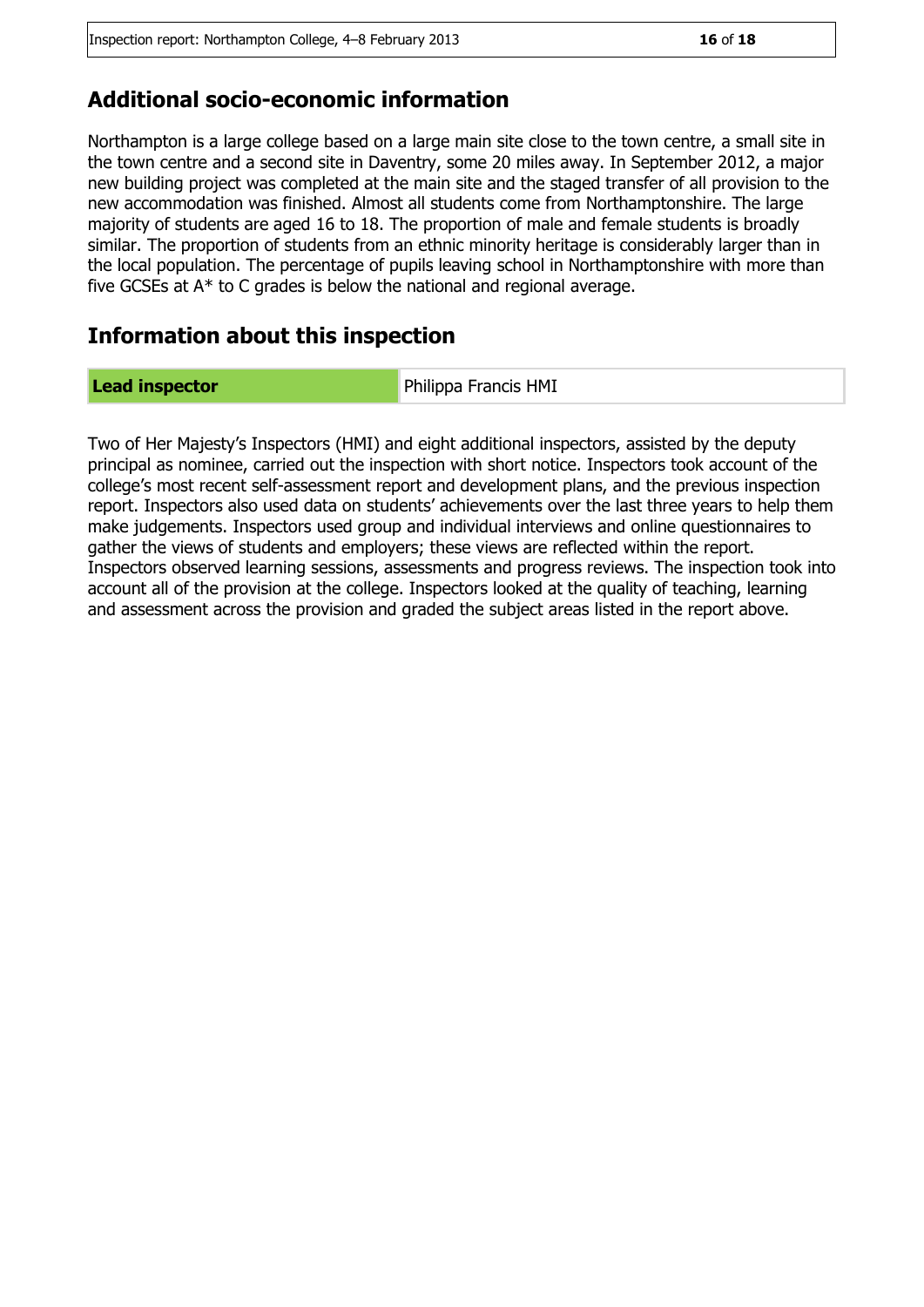## Additional socio-economic information

Northampton is a large college based on a large main site close to the town centre, a small site in the town centre and a second site in Daventry, some 20 miles away. In September 2012, a major new building project was completed at the main site and the staged transfer of all provision to the new accommodation was finished. Almost all students come from Northamptonshire. The large majority of students are aged 16 to 18. The proportion of male and female students is broadly similar. The proportion of students from an ethnic minority heritage is considerably larger than in the local population. The percentage of pupils leaving school in Northamptonshire with more than five GCSEs at A* to C grades is below the national and regional average.

## Information about this inspection

| **Lead inspector** | Philippa Francis HMI |
|---|---|

Two of Her Majesty's Inspectors (HMI) and eight additional inspectors, assisted by the deputy principal as nominee, carried out the inspection with short notice. Inspectors took account of the college's most recent self-assessment report and development plans, and the previous inspection report. Inspectors also used data on students' achievements over the last three years to help them make judgements. Inspectors used group and individual interviews and online questionnaires to gather the views of students and employers; these views are reflected within the report. Inspectors observed learning sessions, assessments and progress reviews. The inspection took into account all of the provision at the college. Inspectors looked at the quality of teaching, learning and assessment across the provision and graded the subject areas listed in the report above.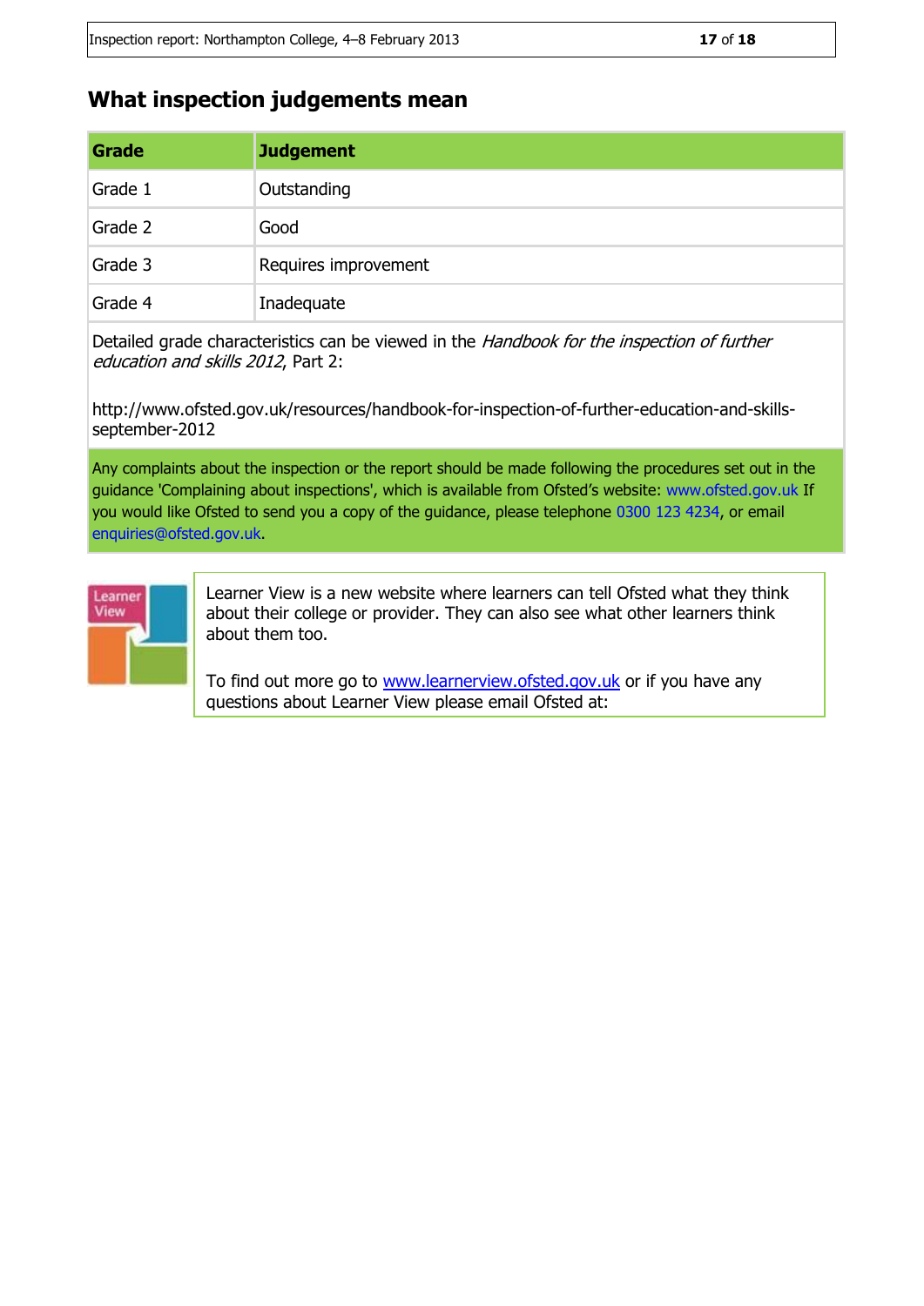## What inspection judgements mean

| Grade | Judgement |
|---|---|
| Grade 1 | Outstanding |
| Grade 2 | Good |
| Grade 3 | Requires improvement |
| Grade 4 | Inadequate |

Detailed grade characteristics can be viewed in the *Handbook for the inspection of further education and skills 2012*, Part 2:

http://www.ofsted.gov.uk/resources/handbook-for-inspection-of-further-education-and-skills-september-2012

Any complaints about the inspection or the report should be made following the procedures set out in the guidance 'Complaining about inspections', which is available from Ofsted's website: www.ofsted.gov.uk If you would like Ofsted to send you a copy of the guidance, please telephone 0300 123 4234, or email enquiries@ofsted.gov.uk.

Learner View is a new website where learners can tell Ofsted what they think about their college or provider. They can also see what other learners think about them too.

To find out more go to www.learnerview.ofsted.gov.uk or if you have any questions about Learner View please email Ofsted at: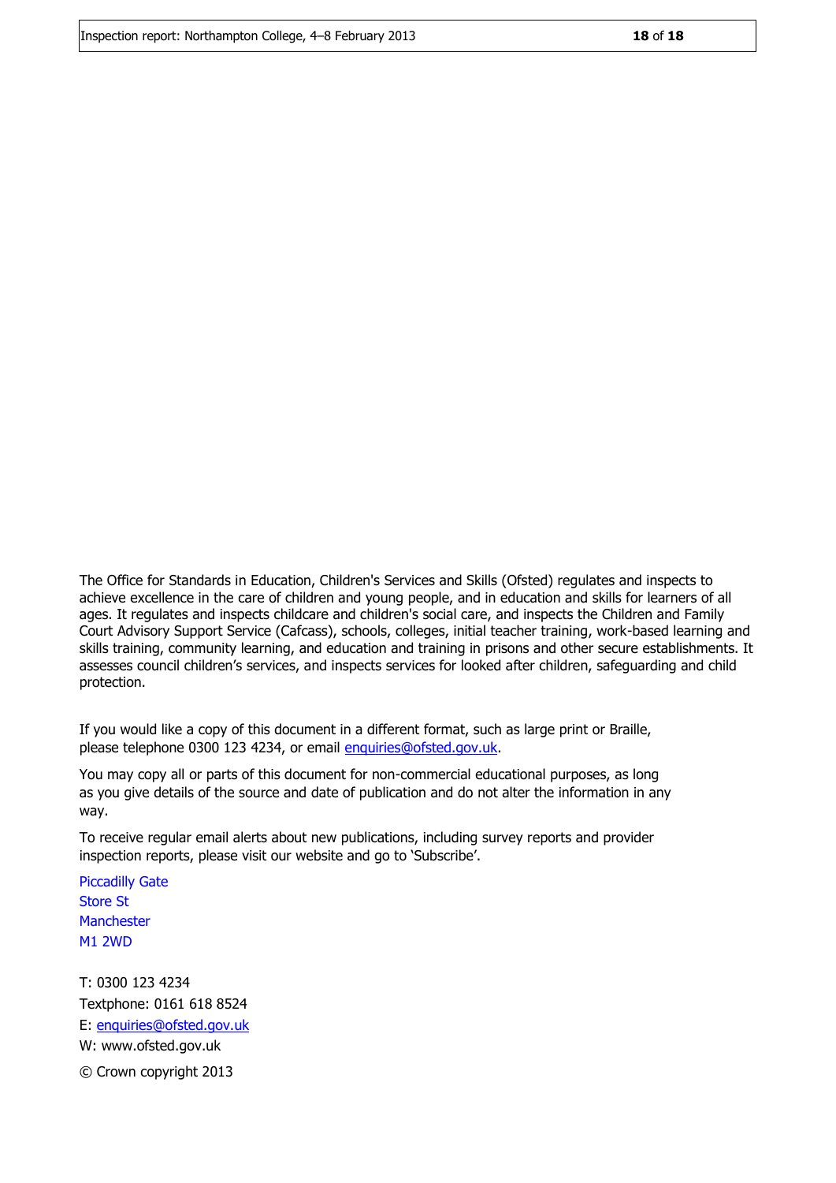The Office for Standards in Education, Children's Services and Skills (Ofsted) regulates and inspects to achieve excellence in the care of children and young people, and in education and skills for learners of all ages. It regulates and inspects childcare and children's social care, and inspects the Children and Family Court Advisory Support Service (Cafcass), schools, colleges, initial teacher training, work-based learning and skills training, community learning, and education and training in prisons and other secure establishments. It assesses council children's services, and inspects services for looked after children, safeguarding and child protection.

If you would like a copy of this document in a different format, such as large print or Braille, please telephone 0300 123 4234, or email enquiries@ofsted.gov.uk.

You may copy all or parts of this document for non-commercial educational purposes, as long as you give details of the source and date of publication and do not alter the information in any way.

To receive regular email alerts about new publications, including survey reports and provider inspection reports, please visit our website and go to 'Subscribe'.

Piccadilly Gate  
Store St  
Manchester  
M1 2WD

T: 0300 123 4234  
Textphone: 0161 618 8524  
E: enquiries@ofsted.gov.uk  
W: www.ofsted.gov.uk

© Crown copyright 2013